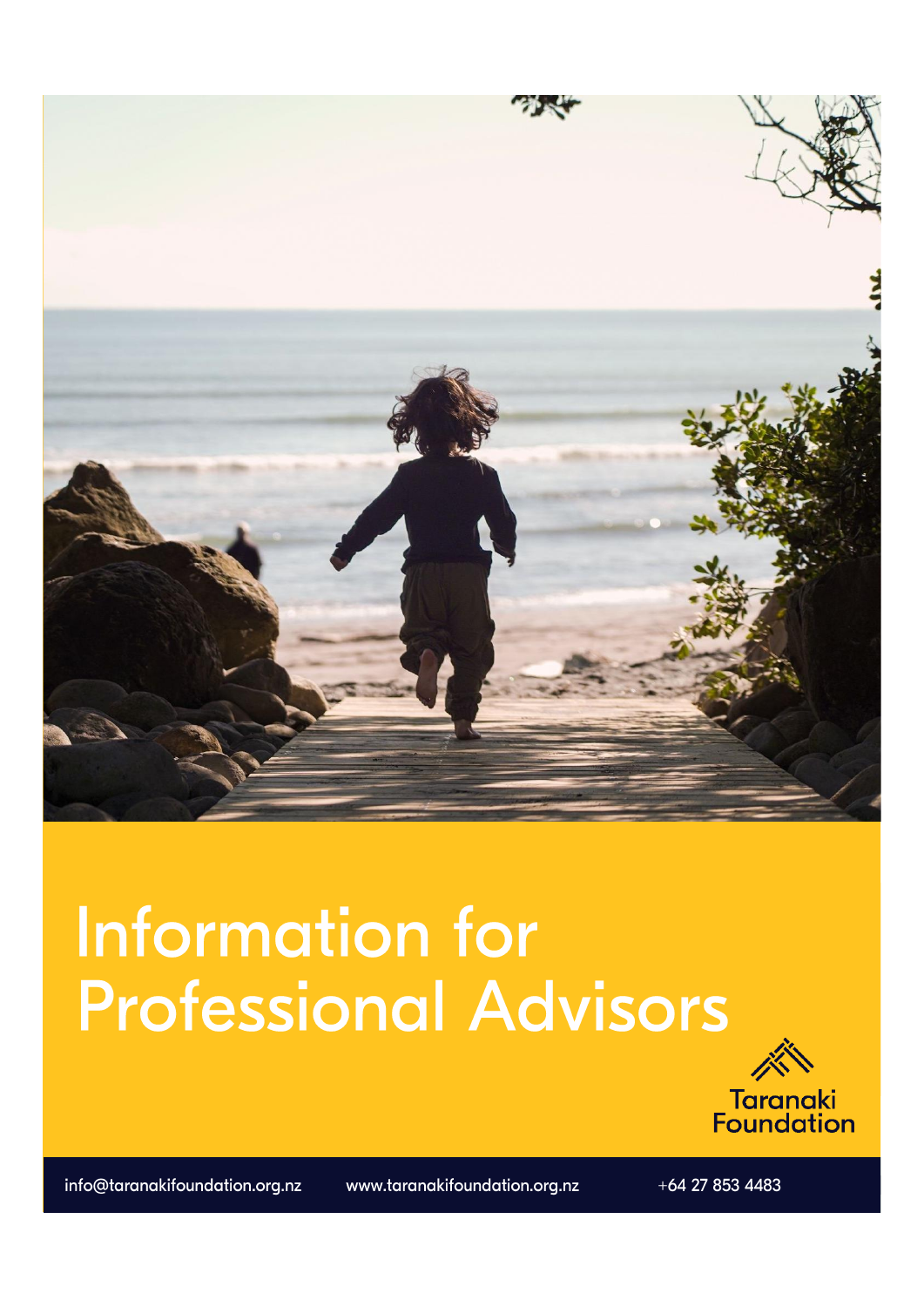# Information for Professional Advisors

Taranaki Foundation

info@taranakifoundation.org.nz www.taranakifoundation.org.nz +64 27 853 4483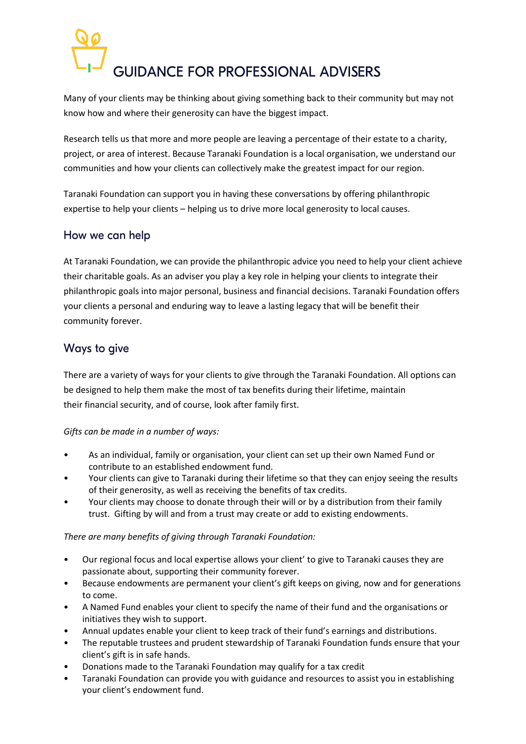# GUIDANCE FOR PROFESSIONAL ADVISERS

Many of your clients may be thinking about giving something back to their community but may not know how and where their generosity can have the biggest impact.

Research tells us that more and more people are leaving a percentage of their estate to a charity, project, or area of interest. Because Taranaki Foundation is a local organisation, we understand our communities and how your clients can collectively make the greatest impact for our region.

Taranaki Foundation can support you in having these conversations by offering philanthropic expertise to help your clients – helping us to drive more local generosity to local causes.

## How we can help

At Taranaki Foundation, we can provide the philanthropic advice you need to help your client achieve their charitable goals. As an adviser you play a key role in helping your clients to integrate their philanthropic goals into major personal, business and financial decisions. Taranaki Foundation offers your clients a personal and enduring way to leave a lasting legacy that will be benefit their community forever.

## Ways to give

There are a variety of ways for your clients to give through the Taranaki Foundation. All options can be designed to help them make the most of tax benefits during their lifetime, maintain their financial security, and of course, look after family first.

*Gifts can be made in a number of ways:*

- As an individual, family or organisation, your client can set up their own Named Fund or contribute to an established endowment fund.
- Your clients can give to Taranaki during their lifetime so that they can enjoy seeing the results of their generosity, as well as receiving the benefits of tax credits.
- Your clients may choose to donate through their will or by a distribution from their family trust. Gifting by will and from a trust may create or add to existing endowments.

*There are many benefits of giving through Taranaki Foundation:*

- Our regional focus and local expertise allows your client' to give to Taranaki causes they are passionate about, supporting their community forever.
- Because endowments are permanent your client's gift keeps on giving, now and for generations to come.
- A Named Fund enables your client to specify the name of their fund and the organisations or initiatives they wish to support.
- Annual updates enable your client to keep track of their fund's earnings and distributions.
- The reputable trustees and prudent stewardship of Taranaki Foundation funds ensure that your client's gift is in safe hands.
- Donations made to the Taranaki Foundation may qualify for a tax credit
- Taranaki Foundation can provide you with guidance and resources to assist you in establishing your client's endowment fund.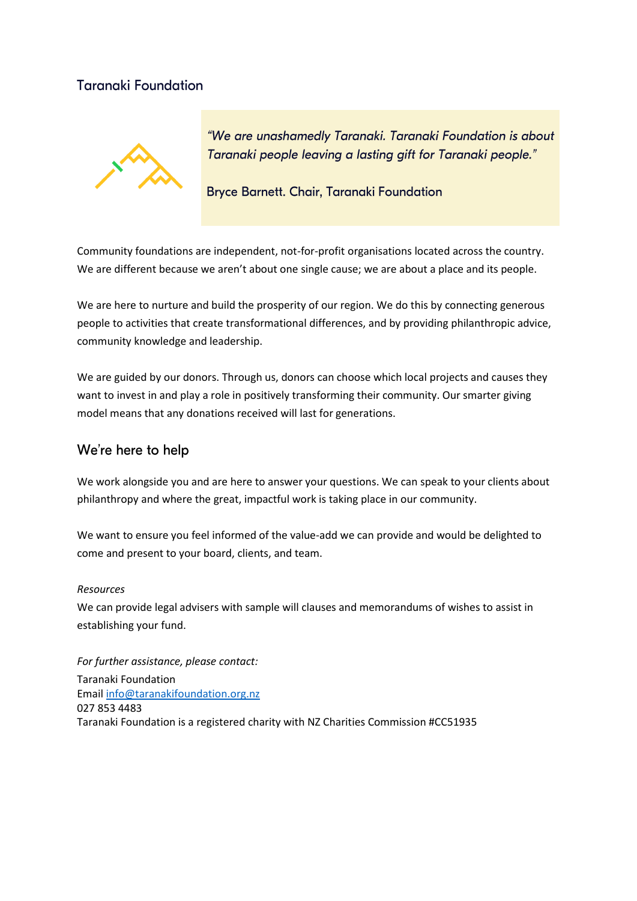## Taranaki Foundation

*"We are unashamedly Taranaki. Taranaki Foundation is about Taranaki people leaving a lasting gift for Taranaki people."*

Bryce Barnett. Chair, Taranaki Foundation

Community foundations are independent, not-for-profit organisations located across the country. We are different because we aren't about one single cause; we are about a place and its people.

We are here to nurture and build the prosperity of our region. We do this by connecting generous people to activities that create transformational differences, and by providing philanthropic advice, community knowledge and leadership.

We are guided by our donors. Through us, donors can choose which local projects and causes they want to invest in and play a role in positively transforming their community. Our smarter giving model means that any donations received will last for generations.

## We're here to help

We work alongside you and are here to answer your questions. We can speak to your clients about philanthropy and where the great, impactful work is taking place in our community.

We want to ensure you feel informed of the value-add we can provide and would be delighted to come and present to your board, clients, and team.

*Resources*

We can provide legal advisers with sample will clauses and memorandums of wishes to assist in establishing your fund.

*For further assistance, please contact:*

Taranaki Foundation
Email info@taranakifoundation.org.nz
027 853 4483
Taranaki Foundation is a registered charity with NZ Charities Commission #CC51935